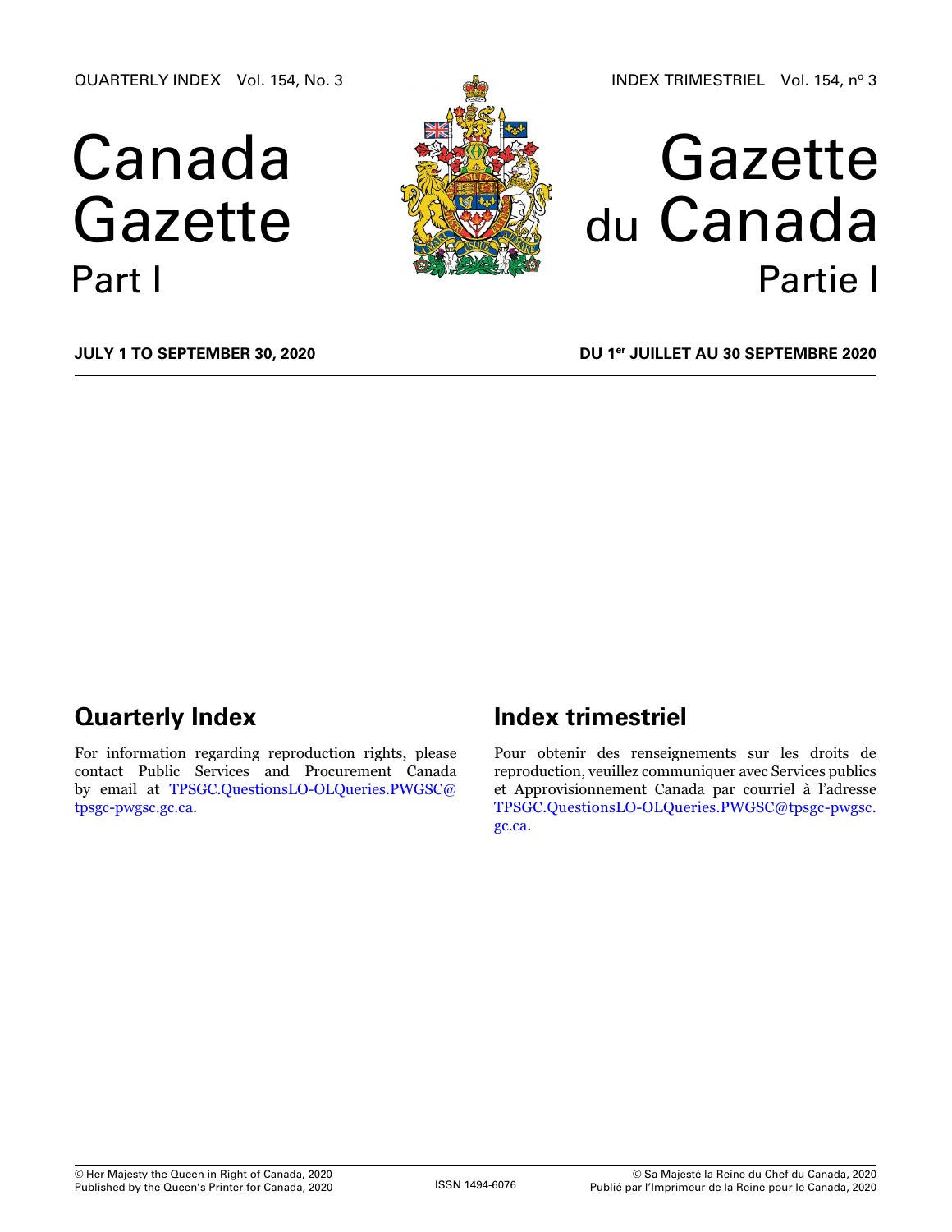QUARTERLY INDEX Vol. 154, No. 3

INDEX TRIMESTRIEL Vol. 154, nº 3

# Canada Gazette Part I

# Gazette du Canada Partie I

**JULY 1 TO SEPTEMBER 30, 2020**

**DU 1er JUILLET AU 30 SEPTEMBRE 2020**

## Quarterly Index

For information regarding reproduction rights, please contact Public Services and Procurement Canada by email at TPSGC.QuestionsLO-OLQueries.PWGSC@tpsgc-pwgsc.gc.ca.

## Index trimestriel

Pour obtenir des renseignements sur les droits de reproduction, veuillez communiquer avec Services publics et Approvisionnement Canada par courriel à l'adresse TPSGC.QuestionsLO-OLQueries.PWGSC@tpsgc-pwgsc.gc.ca.

© Her Majesty the Queen in Right of Canada, 2020
Published by the Queen's Printer for Canada, 2020

ISSN 1494-6076

© Sa Majesté la Reine du Chef du Canada, 2020
Publié par l'Imprimeur de la Reine pour le Canada, 2020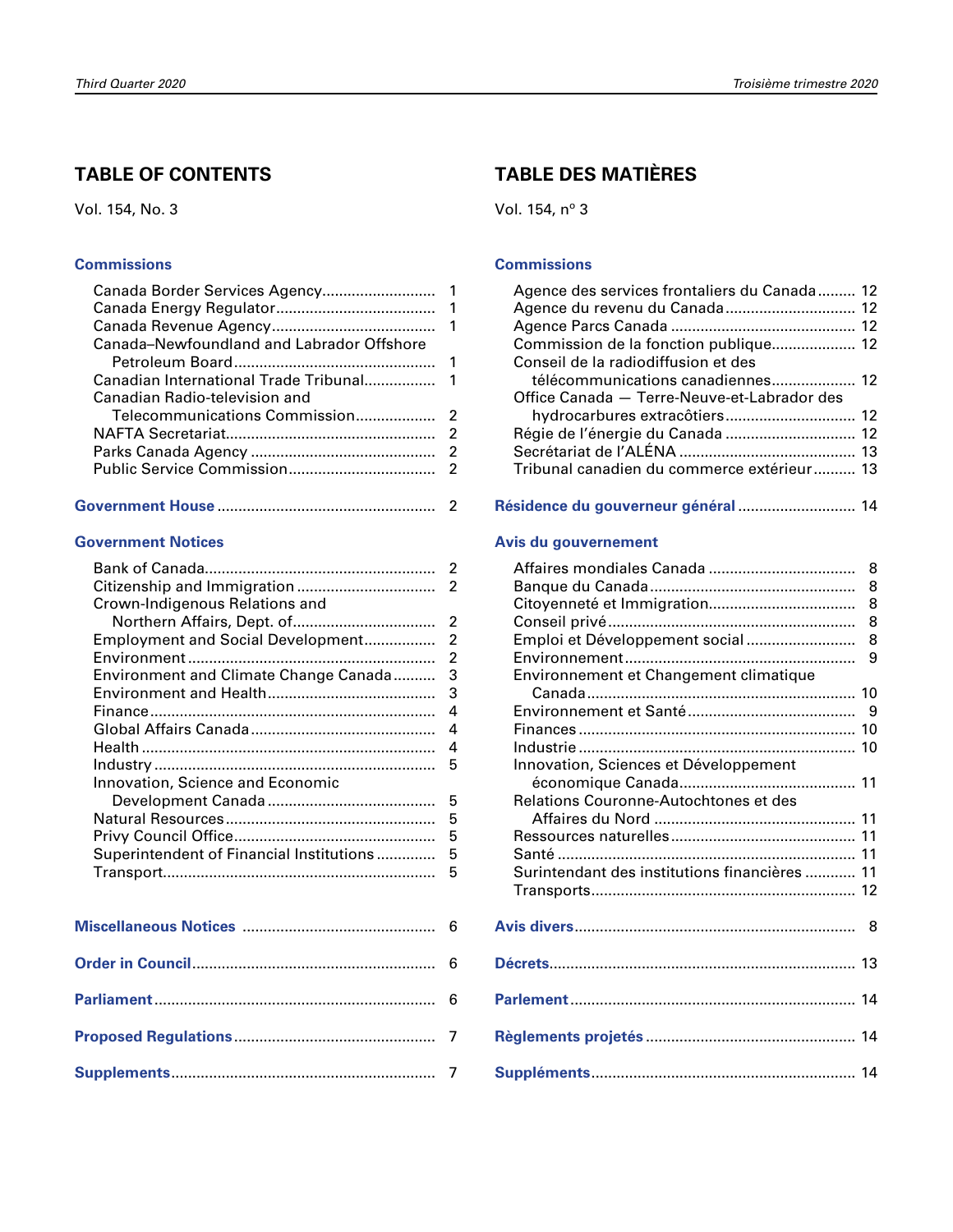## TABLE OF CONTENTS

Vol. 154, No. 3

### Commissions

- Canada Border Services Agency .......... 1
- Canada Energy Regulator .......... 1
- Canada Revenue Agency .......... 1
- Canada–Newfoundland and Labrador Offshore Petroleum Board .......... 1
- Canadian International Trade Tribunal .......... 1
- Canadian Radio-television and Telecommunications Commission .......... 2
- NAFTA Secretariat .......... 2
- Parks Canada Agency .......... 2
- Public Service Commission .......... 2

### Government House .......... 2

### Government Notices

- Bank of Canada .......... 2
- Citizenship and Immigration .......... 2
- Crown-Indigenous Relations and Northern Affairs, Dept. of .......... 2
- Employment and Social Development .......... 2
- Environment .......... 2
- Environment and Climate Change Canada .......... 3
- Environment and Health .......... 3
- Finance .......... 4
- Global Affairs Canada .......... 4
- Health .......... 4
- Industry .......... 5
- Innovation, Science and Economic Development Canada .......... 5
- Natural Resources .......... 5
- Privy Council Office .......... 5
- Superintendent of Financial Institutions .......... 5
- Transport .......... 5

### Miscellaneous Notices .......... 6

### Order in Council .......... 6

### Parliament .......... 6

### Proposed Regulations .......... 7

### Supplements .......... 7

## TABLE DES MATIÈRES

Vol. 154, nº 3

### Commissions

- Agence des services frontaliers du Canada .......... 12
- Agence du revenu du Canada .......... 12
- Agence Parcs Canada .......... 12
- Commission de la fonction publique .......... 12
- Conseil de la radiodiffusion et des télécommunications canadiennes .......... 12
- Office Canada — Terre-Neuve-et-Labrador des hydrocarbures extracôtiers .......... 12
- Régie de l'énergie du Canada .......... 12
- Secrétariat de l'ALÉNA .......... 13
- Tribunal canadien du commerce extérieur .......... 13

### Résidence du gouverneur général .......... 14

### Avis du gouvernement

- Affaires mondiales Canada .......... 8
- Banque du Canada .......... 8
- Citoyenneté et Immigration .......... 8
- Conseil privé .......... 8
- Emploi et Développement social .......... 8
- Environnement .......... 9
- Environnement et Changement climatique Canada .......... 10
- Environnement et Santé .......... 9
- Finances .......... 10
- Industrie .......... 10
- Innovation, Sciences et Développement économique Canada .......... 11
- Relations Couronne-Autochtones et des Affaires du Nord .......... 11
- Ressources naturelles .......... 11
- Santé .......... 11
- Surintendant des institutions financières .......... 11
- Transports .......... 12

### Avis divers .......... 8

### Décrets .......... 13

### Parlement .......... 14

### Règlements projetés .......... 14

### Suppléments .......... 14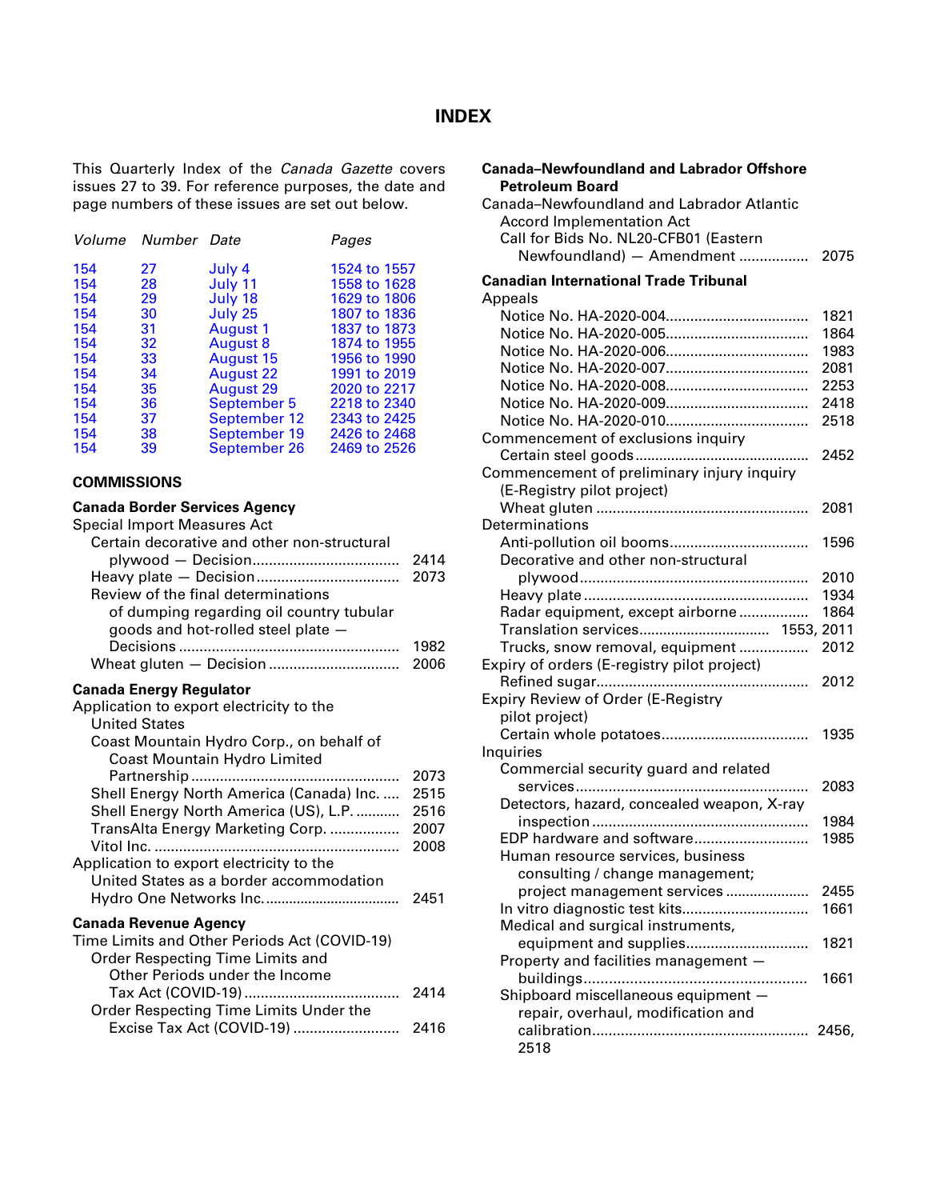# INDEX

This Quarterly Index of the *Canada Gazette* covers issues 27 to 39. For reference purposes, the date and page numbers of these issues are set out below.

| *Volume* | *Number* | *Date* | *Pages* |
|---|---|---|---|
| 154 | 27 | July 4 | 1524 to 1557 |
| 154 | 28 | July 11 | 1558 to 1628 |
| 154 | 29 | July 18 | 1629 to 1806 |
| 154 | 30 | July 25 | 1807 to 1836 |
| 154 | 31 | August 1 | 1837 to 1873 |
| 154 | 32 | August 8 | 1874 to 1955 |
| 154 | 33 | August 15 | 1956 to 1990 |
| 154 | 34 | August 22 | 1991 to 2019 |
| 154 | 35 | August 29 | 2020 to 2217 |
| 154 | 36 | September 5 | 2218 to 2340 |
| 154 | 37 | September 12 | 2343 to 2425 |
| 154 | 38 | September 19 | 2426 to 2468 |
| 154 | 39 | September 26 | 2469 to 2526 |

## COMMISSIONS

**Canada Border Services Agency**

Special Import Measures Act
- Certain decorative and other non-structural plywood — Decision .................................... 2414
- Heavy plate — Decision .................................... 2073
- Review of the final determinations of dumping regarding oil country tubular goods and hot-rolled steel plate — Decisions .................................... 1982
- Wheat gluten — Decision .................................... 2006

**Canada Energy Regulator**

Application to export electricity to the United States
- Coast Mountain Hydro Corp., on behalf of Coast Mountain Hydro Limited Partnership .................................... 2073
- Shell Energy North America (Canada) Inc. .... 2515
- Shell Energy North America (US), L.P. ........... 2516
- TransAlta Energy Marketing Corp. ................. 2007
- Vitol Inc. .................................... 2008

Application to export electricity to the United States as a border accommodation
- Hydro One Networks Inc. .................................... 2451

**Canada Revenue Agency**

Time Limits and Other Periods Act (COVID-19)
- Order Respecting Time Limits and Other Periods under the Income Tax Act (COVID-19) .................................... 2414
- Order Respecting Time Limits Under the Excise Tax Act (COVID-19) .......................... 2416

**Canada–Newfoundland and Labrador Offshore Petroleum Board**

Canada–Newfoundland and Labrador Atlantic Accord Implementation Act
- Call for Bids No. NL20-CFB01 (Eastern Newfoundland) — Amendment ................. 2075

**Canadian International Trade Tribunal**

Appeals
- Notice No. HA-2020-004.................................. 1821
- Notice No. HA-2020-005.................................. 1864
- Notice No. HA-2020-006.................................. 1983
- Notice No. HA-2020-007.................................. 2081
- Notice No. HA-2020-008.................................. 2253
- Notice No. HA-2020-009.................................. 2418
- Notice No. HA-2020-010.................................. 2518

Commencement of exclusions inquiry
- Certain steel goods .................................... 2452

Commencement of preliminary injury inquiry (E-Registry pilot project)
- Wheat gluten .................................... 2081

Determinations
- Anti-pollution oil booms.................................... 1596
- Decorative and other non-structural plywood .................................... 2010
- Heavy plate .................................... 1934
- Radar equipment, except airborne ................. 1864
- Translation services................................ 1553, 2011
- Trucks, snow removal, equipment ................. 2012

Expiry of orders (E-registry pilot project)
- Refined sugar.................................... 2012

Expiry Review of Order (E-Registry pilot project)
- Certain whole potatoes.................................... 1935

Inquiries
- Commercial security guard and related services .................................... 2083
- Detectors, hazard, concealed weapon, X-ray inspection .................................... 1984
- EDP hardware and software............................ 1985
- Human resource services, business consulting / change management; project management services ..................... 2455
- In vitro diagnostic test kits.............................. 1661
- Medical and surgical instruments, equipment and supplies.............................. 1821
- Property and facilities management — buildings.................................... 1661
- Shipboard miscellaneous equipment — repair, overhaul, modification and calibration.................................... 2456, 2518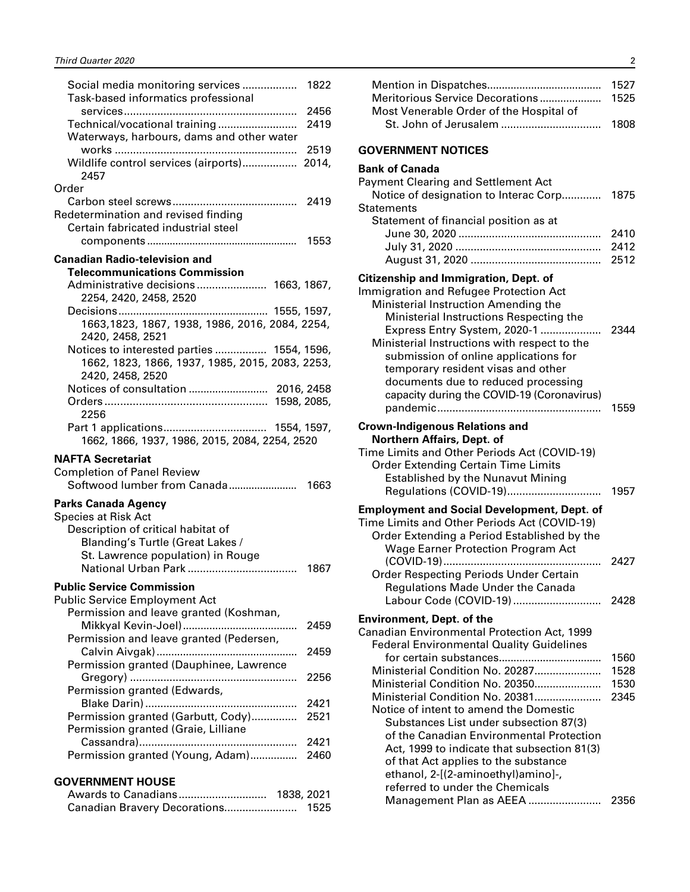Social media monitoring services ................. 1822
Task-based informatics professional services......................................................... 2456
Technical/vocational training .......................... 2419
Waterways, harbours, dams and other water works ........................................................... 2519
Wildlife control services (airports).................. 2014, 2457

Order
Carbon steel screws......................................... 2419

Redetermination and revised finding
Certain fabricated industrial steel components ................................................... 1553

**Canadian Radio-television and Telecommunications Commission**

Administrative decisions ...................... 1663, 1867, 2254, 2420, 2458, 2520
Decisions.................................................. 1555, 1597, 1663,1823, 1867, 1938, 1986, 2016, 2084, 2254, 2420, 2458, 2521
Notices to interested parties ................ 1554, 1596, 1662, 1823, 1866, 1937, 1985, 2015, 2083, 2253, 2420, 2458, 2520
Notices of consultation .......................... 2016, 2458
Orders .................................................... 1598, 2085, 2256
Part 1 applications.................................. 1554, 1597, 1662, 1866, 1937, 1986, 2015, 2084, 2254, 2520

**NAFTA Secretariat**

Completion of Panel Review
Softwood lumber from Canada........................ 1663

**Parks Canada Agency**

Species at Risk Act
Description of critical habitat of Blanding's Turtle (Great Lakes / St. Lawrence population) in Rouge National Urban Park .................................... 1867

**Public Service Commission**

Public Service Employment Act
Permission and leave granted (Koshman, Mikkyal Kevin-Joel)...................................... 2459
Permission and leave granted (Pedersen, Calvin Aivgak)............................................... 2459
Permission granted (Dauphinee, Lawrence Gregory) ...................................................... 2256
Permission granted (Edwards, Blake Darin) .................................................. 2421
Permission granted (Garbutt, Cody)............... 2521
Permission granted (Graie, Lilliane Cassandra)................................................... 2421
Permission granted (Young, Adam)................ 2460

## GOVERNMENT HOUSE

Awards to Canadians............................ 1838, 2021
Canadian Bravery Decorations....................... 1525
Mention in Dispatches...................................... 1527
Meritorious Service Decorations ..................... 1525
Most Venerable Order of the Hospital of St. John of Jerusalem ................................. 1808

## GOVERNMENT NOTICES

**Bank of Canada**

Payment Clearing and Settlement Act
Notice of designation to Interac Corp............. 1875

Statements
Statement of financial position as at
June 30, 2020 ............................................... 2410
July 31, 2020 ................................................ 2412
August 31, 2020 ........................................... 2512

**Citizenship and Immigration, Dept. of**

Immigration and Refugee Protection Act
Ministerial Instruction Amending the Ministerial Instructions Respecting the Express Entry System, 2020-1 .................... 2344
Ministerial Instructions with respect to the submission of online applications for temporary resident visas and other documents due to reduced processing capacity during the COVID-19 (Coronavirus) pandemic...................................................... 1559

**Crown-Indigenous Relations and Northern Affairs, Dept. of**

Time Limits and Other Periods Act (COVID-19)
Order Extending Certain Time Limits Established by the Nunavut Mining Regulations (COVID-19)............................... 1957

**Employment and Social Development, Dept. of**

Time Limits and Other Periods Act (COVID-19)
Order Extending a Period Established by the Wage Earner Protection Program Act (COVID-19).................................................... 2427
Order Respecting Periods Under Certain Regulations Made Under the Canada Labour Code (COVID-19) ............................. 2428

**Environment, Dept. of the**

Canadian Environmental Protection Act, 1999
Federal Environmental Quality Guidelines for certain substances.................................. 1560
Ministerial Condition No. 20287...................... 1528
Ministerial Condition No. 20350...................... 1530
Ministerial Condition No. 20381...................... 2345
Notice of intent to amend the Domestic Substances List under subsection 87(3) of the Canadian Environmental Protection Act, 1999 to indicate that subsection 81(3) of that Act applies to the substance ethanol, 2-[(2-aminoethyl)amino]-, referred to under the Chemicals Management Plan as AEEA ........................ 2356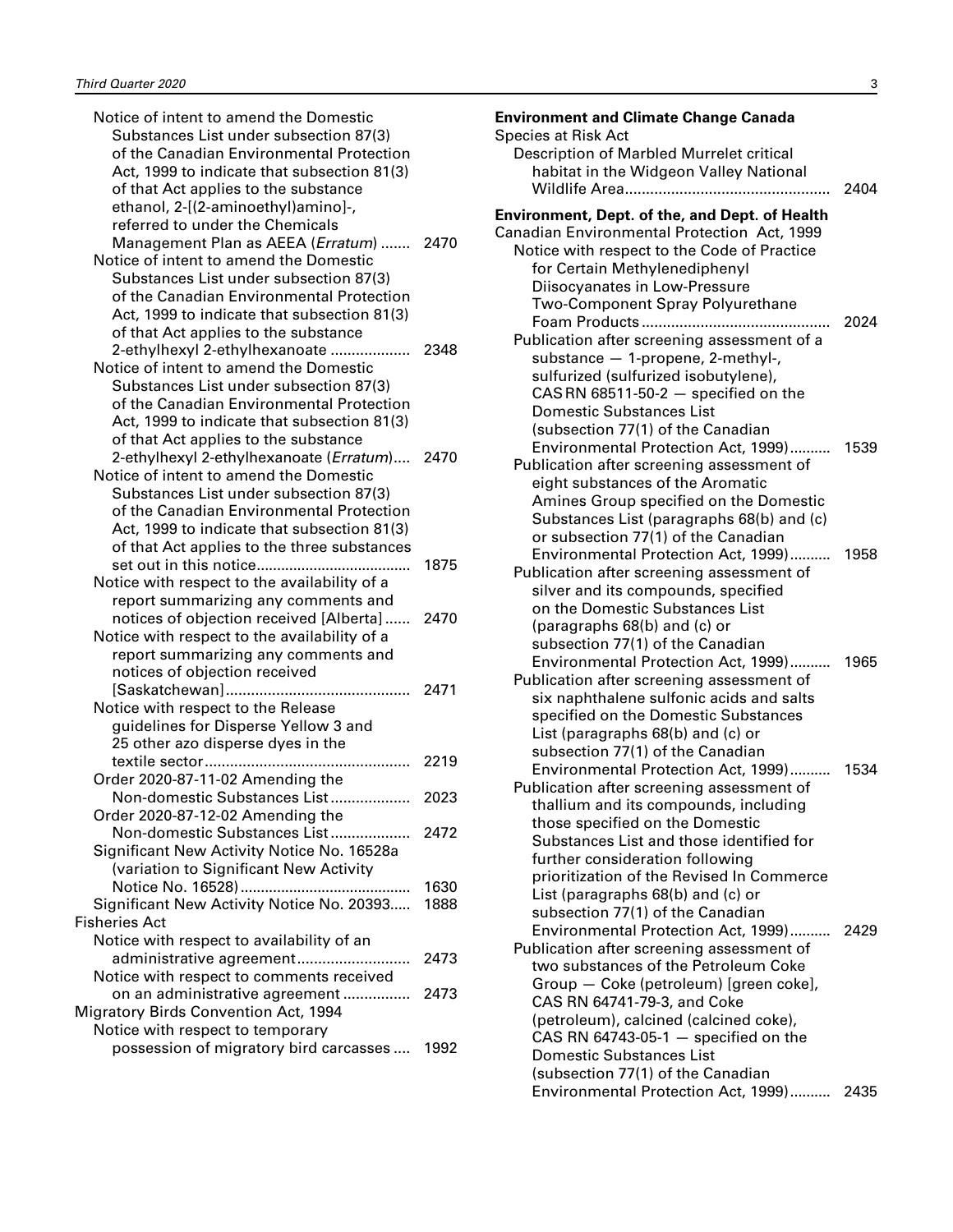Notice of intent to amend the Domestic Substances List under subsection 87(3) of the Canadian Environmental Protection Act, 1999 to indicate that subsection 81(3) of that Act applies to the substance ethanol, 2-[(2-aminoethyl)amino]-, referred to under the Chemicals Management Plan as AEEA (*Erratum*) ....... 2470

Notice of intent to amend the Domestic Substances List under subsection 87(3) of the Canadian Environmental Protection Act, 1999 to indicate that subsection 81(3) of that Act applies to the substance 2-ethylhexyl 2-ethylhexanoate .................. 2348

Notice of intent to amend the Domestic Substances List under subsection 87(3) of the Canadian Environmental Protection Act, 1999 to indicate that subsection 81(3) of that Act applies to the substance 2-ethylhexyl 2-ethylhexanoate (*Erratum*).... 2470

Notice of intent to amend the Domestic Substances List under subsection 87(3) of the Canadian Environmental Protection Act, 1999 to indicate that subsection 81(3) of that Act applies to the three substances set out in this notice..................................... 1875

Notice with respect to the availability of a report summarizing any comments and notices of objection received [Alberta]...... 2470

Notice with respect to the availability of a report summarizing any comments and notices of objection received [Saskatchewan]........................................... 2471

Notice with respect to the Release guidelines for Disperse Yellow 3 and 25 other azo disperse dyes in the textile sector................................................ 2219

Order 2020-87-11-02 Amending the Non-domestic Substances List.................. 2023

Order 2020-87-12-02 Amending the Non-domestic Substances List.................. 2472

Significant New Activity Notice No. 16528a (variation to Significant New Activity Notice No. 16528)......................................... 1630

Significant New Activity Notice No. 20393..... 1888

Fisheries Act

Notice with respect to availability of an administrative agreement.......................... 2473

Notice with respect to comments received on an administrative agreement ................ 2473

Migratory Birds Convention Act, 1994

Notice with respect to temporary possession of migratory bird carcasses .... 1992

**Environment and Climate Change Canada**

Species at Risk Act

Description of Marbled Murrelet critical habitat in the Widgeon Valley National Wildlife Area................................................ 2404

**Environment, Dept. of the, and Dept. of Health**

Canadian Environmental Protection Act, 1999

Notice with respect to the Code of Practice for Certain Methylenediphenyl Diisocyanates in Low-Pressure Two-Component Spray Polyurethane Foam Products ............................................ 2024

Publication after screening assessment of a substance — 1-propene, 2-methyl-, sulfurized (sulfurized isobutylene), CAS RN 68511-50-2 — specified on the Domestic Substances List (subsection 77(1) of the Canadian Environmental Protection Act, 1999).......... 1539

Publication after screening assessment of eight substances of the Aromatic Amines Group specified on the Domestic Substances List (paragraphs 68(b) and (c) or subsection 77(1) of the Canadian Environmental Protection Act, 1999).......... 1958

Publication after screening assessment of silver and its compounds, specified on the Domestic Substances List (paragraphs 68(b) and (c) or subsection 77(1) of the Canadian Environmental Protection Act, 1999).......... 1965

Publication after screening assessment of six naphthalene sulfonic acids and salts specified on the Domestic Substances List (paragraphs 68(b) and (c) or subsection 77(1) of the Canadian Environmental Protection Act, 1999).......... 1534

Publication after screening assessment of thallium and its compounds, including those specified on the Domestic Substances List and those identified for further consideration following prioritization of the Revised In Commerce List (paragraphs 68(b) and (c) or subsection 77(1) of the Canadian Environmental Protection Act, 1999).......... 2429

Publication after screening assessment of two substances of the Petroleum Coke Group — Coke (petroleum) [green coke], CAS RN 64741-79-3, and Coke (petroleum), calcined (calcined coke), CAS RN 64743-05-1 — specified on the Domestic Substances List (subsection 77(1) of the Canadian Environmental Protection Act, 1999).......... 2435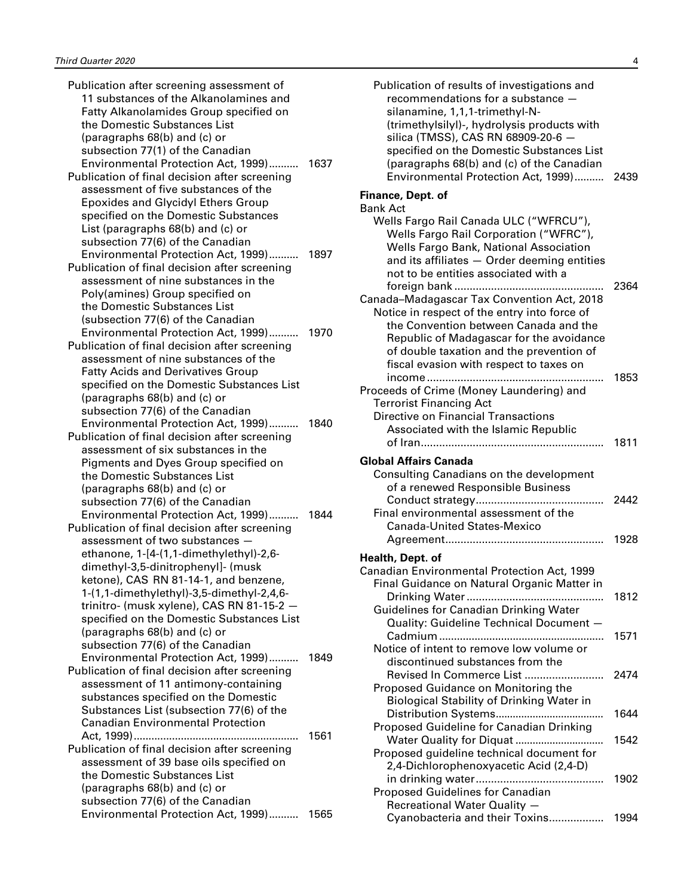Publication after screening assessment of 11 substances of the Alkanolamines and Fatty Alkanolamides Group specified on the Domestic Substances List (paragraphs 68(b) and (c) or subsection 77(1) of the Canadian Environmental Protection Act, 1999).......... 1637

Publication of final decision after screening assessment of five substances of the Epoxides and Glycidyl Ethers Group specified on the Domestic Substances List (paragraphs 68(b) and (c) or subsection 77(6) of the Canadian Environmental Protection Act, 1999).......... 1897

Publication of final decision after screening assessment of nine substances in the Poly(amines) Group specified on the Domestic Substances List (subsection 77(6) of the Canadian Environmental Protection Act, 1999).......... 1970

Publication of final decision after screening assessment of nine substances of the Fatty Acids and Derivatives Group specified on the Domestic Substances List (paragraphs 68(b) and (c) or subsection 77(6) of the Canadian Environmental Protection Act, 1999).......... 1840

Publication of final decision after screening assessment of six substances in the Pigments and Dyes Group specified on the Domestic Substances List (paragraphs 68(b) and (c) or subsection 77(6) of the Canadian Environmental Protection Act, 1999).......... 1844

Publication of final decision after screening assessment of two substances — ethanone, 1-[4-(1,1-dimethylethyl)-2,6-dimethyl-3,5-dinitrophenyl]- (musk ketone), CAS RN 81-14-1, and benzene, 1-(1,1-dimethylethyl)-3,5-dimethyl-2,4,6-trinitro- (musk xylene), CAS RN 81-15-2 — specified on the Domestic Substances List (paragraphs 68(b) and (c) or subsection 77(6) of the Canadian Environmental Protection Act, 1999).......... 1849

Publication of final decision after screening assessment of 11 antimony-containing substances specified on the Domestic Substances List (subsection 77(6) of the Canadian Environmental Protection Act, 1999)....................................................... 1561

Publication of final decision after screening assessment of 39 base oils specified on the Domestic Substances List (paragraphs 68(b) and (c) or subsection 77(6) of the Canadian Environmental Protection Act, 1999).......... 1565

Publication of results of investigations and recommendations for a substance — silanamine, 1,1,1-trimethyl-N-(trimethylsilyl)-, hydrolysis products with silica (TMSS), CAS RN 68909-20-6 — specified on the Domestic Substances List (paragraphs 68(b) and (c) of the Canadian Environmental Protection Act, 1999).......... 2439

**Finance, Dept. of**

Bank Act

Wells Fargo Rail Canada ULC ("WFRCU"), Wells Fargo Rail Corporation ("WFRC"), Wells Fargo Bank, National Association and its affiliates — Order deeming entities not to be entities associated with a foreign bank ................................................ 2364

Canada–Madagascar Tax Convention Act, 2018

Notice in respect of the entry into force of the Convention between Canada and the Republic of Madagascar for the avoidance of double taxation and the prevention of fiscal evasion with respect to taxes on income .......................................................... 1853

Proceeds of Crime (Money Laundering) and Terrorist Financing Act

Directive on Financial Transactions Associated with the Islamic Republic of Iran........................................................... 1811

**Global Affairs Canada**

Consulting Canadians on the development of a renewed Responsible Business Conduct strategy.......................................... 2442

Final environmental assessment of the Canada-United States-Mexico Agreement.................................................... 1928

**Health, Dept. of**

Canadian Environmental Protection Act, 1999

Final Guidance on Natural Organic Matter in Drinking Water ............................................ 1812

Guidelines for Canadian Drinking Water Quality: Guideline Technical Document — Cadmium ...................................................... 1571

Notice of intent to remove low volume or discontinued substances from the Revised In Commerce List .......................... 2474

Proposed Guidance on Monitoring the Biological Stability of Drinking Water in Distribution Systems..................................... 1644

Proposed Guideline for Canadian Drinking Water Quality for Diquat .............................. 1542

Proposed guideline technical document for 2,4-Dichlorophenoxyacetic Acid (2,4-D) in drinking water.......................................... 1902

Proposed Guidelines for Canadian Recreational Water Quality — Cyanobacteria and their Toxins.................. 1994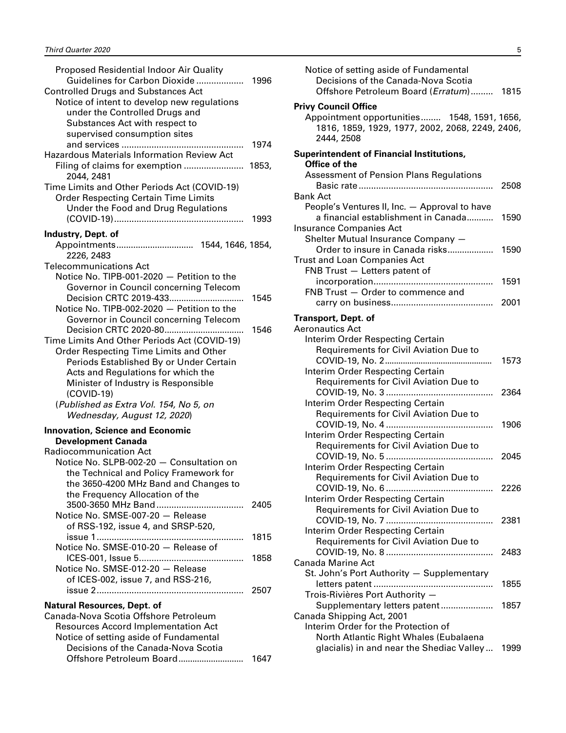Proposed Residential Indoor Air Quality Guidelines for Carbon Dioxide .................. 1996

Controlled Drugs and Substances Act

Notice of intent to develop new regulations under the Controlled Drugs and Substances Act with respect to supervised consumption sites and services ................................................ 1974

Hazardous Materials Information Review Act

Filing of claims for exemption ....................... 1853, 2044, 2481

Time Limits and Other Periods Act (COVID-19)

Order Respecting Certain Time Limits Under the Food and Drug Regulations (COVID-19)................................................... 1993

**Industry, Dept. of**

Appointments.............................. 1544, 1646, 1854, 2226, 2483

Telecommunications Act

Notice No. TIPB-001-2020 — Petition to the Governor in Council concerning Telecom Decision CRTC 2019-433.............................. 1545

Notice No. TIPB-002-2020 — Petition to the Governor in Council concerning Telecom Decision CRTC 2020-80................................ 1546

Time Limits And Other Periods Act (COVID-19)

Order Respecting Time Limits and Other Periods Established By or Under Certain Acts and Regulations for which the Minister of Industry is Responsible (COVID-19)

(*Published as Extra Vol. 154, No 5, on Wednesday, August 12, 2020*)

**Innovation, Science and Economic Development Canada**

Radiocommunication Act

Notice No. SLPB-002-20 — Consultation on the Technical and Policy Framework for the 3650-4200 MHz Band and Changes to the Frequency Allocation of the 3500-3650 MHz Band.................................. 2405

Notice No. SMSE-007-20 — Release of RSS-192, issue 4, and SRSP-520, issue 1........................................................... 1815

Notice No. SMSE-010-20 — Release of ICES-001, Issue 5......................................... 1858

Notice No. SMSE-012-20 — Release of ICES-002, issue 7, and RSS-216, issue 2........................................................... 2507

**Natural Resources, Dept. of**

Canada-Nova Scotia Offshore Petroleum Resources Accord Implementation Act

Notice of setting aside of Fundamental Decisions of the Canada-Nova Scotia Offshore Petroleum Board........................... 1647

Notice of setting aside of Fundamental Decisions of the Canada-Nova Scotia Offshore Petroleum Board (*Erratum*)......... 1815

**Privy Council Office**

Appointment opportunities........ 1548, 1591, 1656, 1816, 1859, 1929, 1977, 2002, 2068, 2249, 2406, 2444, 2508

**Superintendent of Financial Institutions, Office of the**

Assessment of Pension Plans Regulations

Basic rate..................................................... 2508

Bank Act

People's Ventures II, Inc. — Approval to have a financial establishment in Canada........... 1590

Insurance Companies Act

Shelter Mutual Insurance Company — Order to insure in Canada risks.................. 1590

Trust and Loan Companies Act

FNB Trust — Letters patent of incorporation............................................... 1591

FNB Trust — Order to commence and carry on business......................................... 2001

**Transport, Dept. of**

Aeronautics Act

Interim Order Respecting Certain Requirements for Civil Aviation Due to COVID-19, No. 2............................................... 1573

Interim Order Respecting Certain Requirements for Civil Aviation Due to COVID-19, No. 3........................................... 2364

Interim Order Respecting Certain Requirements for Civil Aviation Due to COVID-19, No. 4........................................... 1906

Interim Order Respecting Certain Requirements for Civil Aviation Due to COVID-19, No. 5........................................... 2045

Interim Order Respecting Certain Requirements for Civil Aviation Due to COVID-19, No. 6........................................... 2226

Interim Order Respecting Certain Requirements for Civil Aviation Due to COVID-19, No. 7........................................... 2381

Interim Order Respecting Certain Requirements for Civil Aviation Due to COVID-19, No. 8........................................... 2483

Canada Marine Act

St. John's Port Authority — Supplementary letters patent................................................ 1855

Trois-Rivières Port Authority — Supplementary letters patent..................... 1857

Canada Shipping Act, 2001

Interim Order for the Protection of North Atlantic Right Whales (Eubalaena glacialis) in and near the Shediac Valley... 1999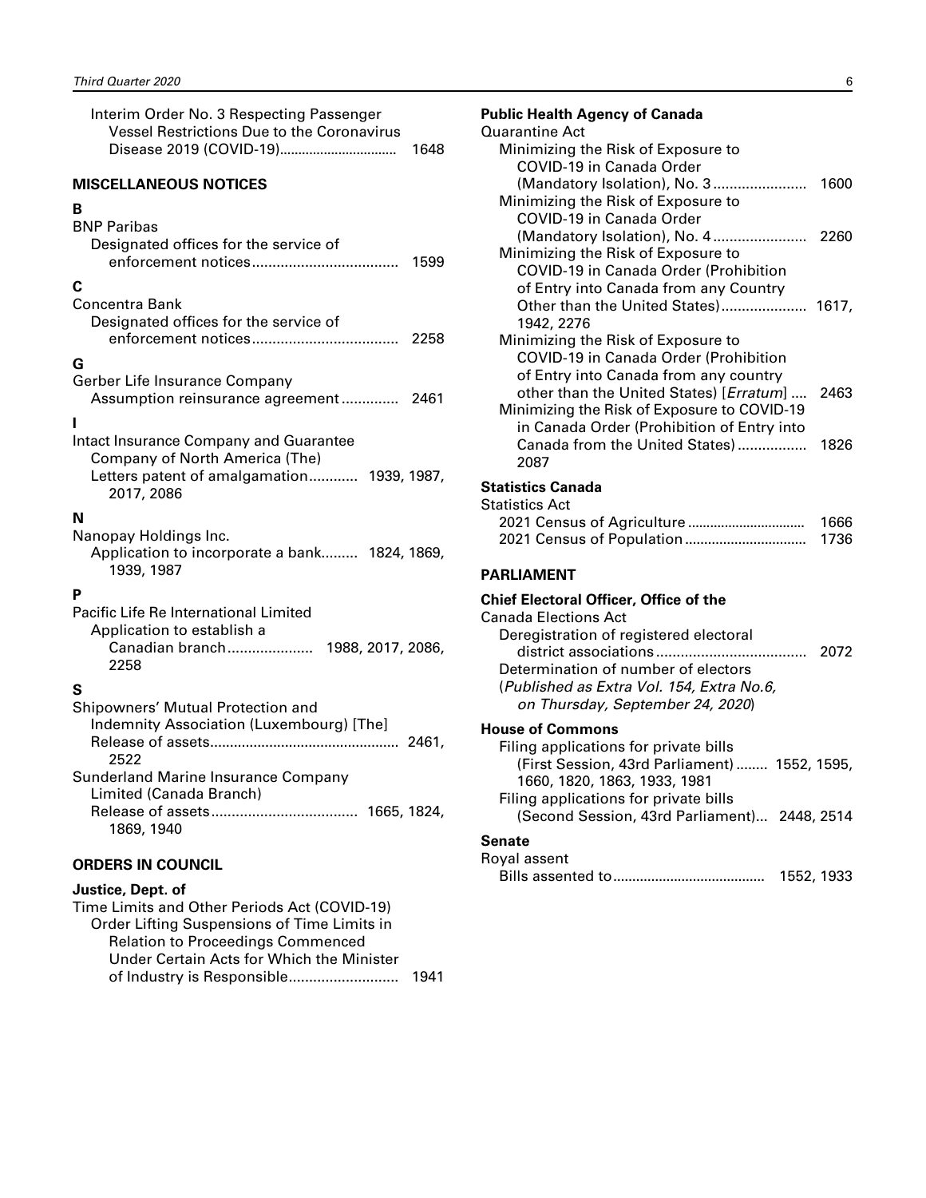Interim Order No. 3 Respecting Passenger Vessel Restrictions Due to the Coronavirus Disease 2019 (COVID-19)................................ 1648

## MISCELLANEOUS NOTICES

**B**

BNP Paribas
- Designated offices for the service of enforcement notices.................................... 1599

**C**

Concentra Bank
- Designated offices for the service of enforcement notices.................................... 2258

**G**

Gerber Life Insurance Company
- Assumption reinsurance agreement.............. 2461

**I**

Intact Insurance Company and Guarantee Company of North America (The)
- Letters patent of amalgamation............ 1939, 1987, 2017, 2086

**N**

Nanopay Holdings Inc.
- Application to incorporate a bank......... 1824, 1869, 1939, 1987

**P**

Pacific Life Re International Limited
- Application to establish a Canadian branch..................... 1988, 2017, 2086, 2258

**S**

Shipowners' Mutual Protection and Indemnity Association (Luxembourg) [The]
- Release of assets................................................ 2461, 2522

Sunderland Marine Insurance Company Limited (Canada Branch)
- Release of assets.................................... 1665, 1824, 1869, 1940

## ORDERS IN COUNCIL

**Justice, Dept. of**

Time Limits and Other Periods Act (COVID-19)
- Order Lifting Suspensions of Time Limits in Relation to Proceedings Commenced Under Certain Acts for Which the Minister of Industry is Responsible........................... 1941

**Public Health Agency of Canada**

Quarantine Act
- Minimizing the Risk of Exposure to COVID-19 in Canada Order (Mandatory Isolation), No. 3....................... 1600
- Minimizing the Risk of Exposure to COVID-19 in Canada Order (Mandatory Isolation), No. 4....................... 2260
- Minimizing the Risk of Exposure to COVID-19 in Canada Order (Prohibition of Entry into Canada from any Country Other than the United States)..................... 1617, 1942, 2276
- Minimizing the Risk of Exposure to COVID-19 in Canada Order (Prohibition of Entry into Canada from any country other than the United States) [*Erratum*] .... 2463
- Minimizing the Risk of Exposure to COVID-19 in Canada Order (Prohibition of Entry into Canada from the United States)................. 1826 2087

**Statistics Canada**

Statistics Act
- 2021 Census of Agriculture ................................ 1666
- 2021 Census of Population ................................ 1736

## PARLIAMENT

**Chief Electoral Officer, Office of the**

Canada Elections Act
- Deregistration of registered electoral district associations..................................... 2072
- Determination of number of electors (*Published as Extra Vol. 154, Extra No.6, on Thursday, September 24, 2020*)

**House of Commons**

- Filing applications for private bills (First Session, 43rd Parliament)........ 1552, 1595, 1660, 1820, 1863, 1933, 1981
- Filing applications for private bills (Second Session, 43rd Parliament)... 2448, 2514

**Senate**

Royal assent
- Bills assented to........................................ 1552, 1933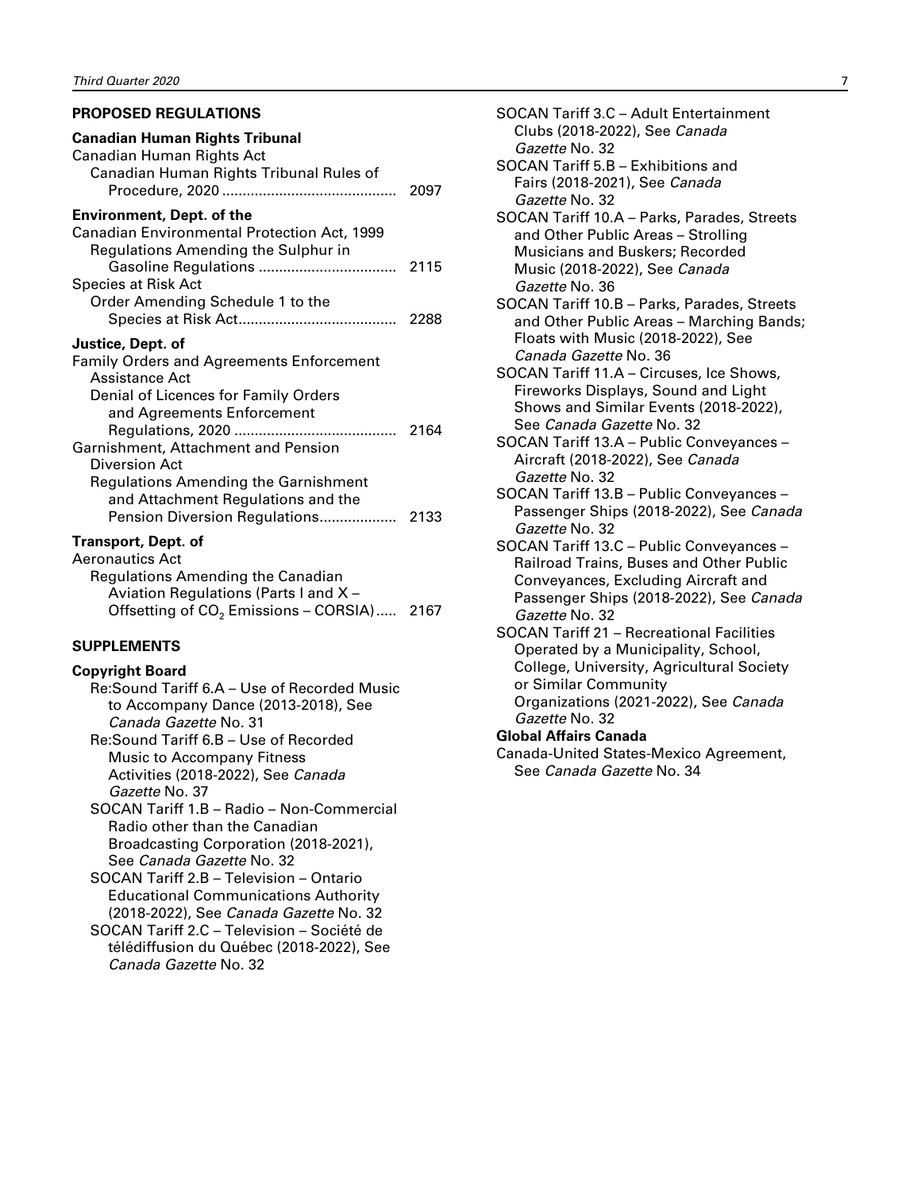## PROPOSED REGULATIONS

### Canadian Human Rights Tribunal

Canadian Human Rights Act
- Canadian Human Rights Tribunal Rules of Procedure, 2020 .......... 2097

### Environment, Dept. of the

Canadian Environmental Protection Act, 1999
- Regulations Amending the Sulphur in Gasoline Regulations .......... 2115

Species at Risk Act
- Order Amending Schedule 1 to the Species at Risk Act .......... 2288

### Justice, Dept. of

Family Orders and Agreements Enforcement Assistance Act
- Denial of Licences for Family Orders and Agreements Enforcement Regulations, 2020 .......... 2164

Garnishment, Attachment and Pension Diversion Act
- Regulations Amending the Garnishment and Attachment Regulations and the Pension Diversion Regulations .......... 2133

### Transport, Dept. of

Aeronautics Act
- Regulations Amending the Canadian Aviation Regulations (Parts I and X – Offsetting of $CO_2$ Emissions – CORSIA) .......... 2167

## SUPPLEMENTS

### Copyright Board

- Re:Sound Tariff 6.A – Use of Recorded Music to Accompany Dance (2013-2018), See *Canada Gazette* No. 31
- Re:Sound Tariff 6.B – Use of Recorded Music to Accompany Fitness Activities (2018-2022), See *Canada Gazette* No. 37
- SOCAN Tariff 1.B – Radio – Non-Commercial Radio other than the Canadian Broadcasting Corporation (2018-2021), See *Canada Gazette* No. 32
- SOCAN Tariff 2.B – Television – Ontario Educational Communications Authority (2018-2022), See *Canada Gazette* No. 32
- SOCAN Tariff 2.C – Television – Société de télédiffusion du Québec (2018-2022), See *Canada Gazette* No. 32
- SOCAN Tariff 3.C – Adult Entertainment Clubs (2018-2022), See *Canada Gazette* No. 32
- SOCAN Tariff 5.B – Exhibitions and Fairs (2018-2021), See *Canada Gazette* No. 32
- SOCAN Tariff 10.A – Parks, Parades, Streets and Other Public Areas – Strolling Musicians and Buskers; Recorded Music (2018-2022), See *Canada Gazette* No. 36
- SOCAN Tariff 10.B – Parks, Parades, Streets and Other Public Areas – Marching Bands; Floats with Music (2018-2022), See *Canada Gazette* No. 36
- SOCAN Tariff 11.A – Circuses, Ice Shows, Fireworks Displays, Sound and Light Shows and Similar Events (2018-2022), See *Canada Gazette* No. 32
- SOCAN Tariff 13.A – Public Conveyances – Aircraft (2018-2022), See *Canada Gazette* No. 32
- SOCAN Tariff 13.B – Public Conveyances – Passenger Ships (2018-2022), See *Canada Gazette* No. 32
- SOCAN Tariff 13.C – Public Conveyances – Railroad Trains, Buses and Other Public Conveyances, Excluding Aircraft and Passenger Ships (2018-2022), See *Canada Gazette* No. 32
- SOCAN Tariff 21 – Recreational Facilities Operated by a Municipality, School, College, University, Agricultural Society or Similar Community Organizations (2021-2022), See *Canada Gazette* No. 32

### Global Affairs Canada

Canada-United States-Mexico Agreement, See *Canada Gazette* No. 34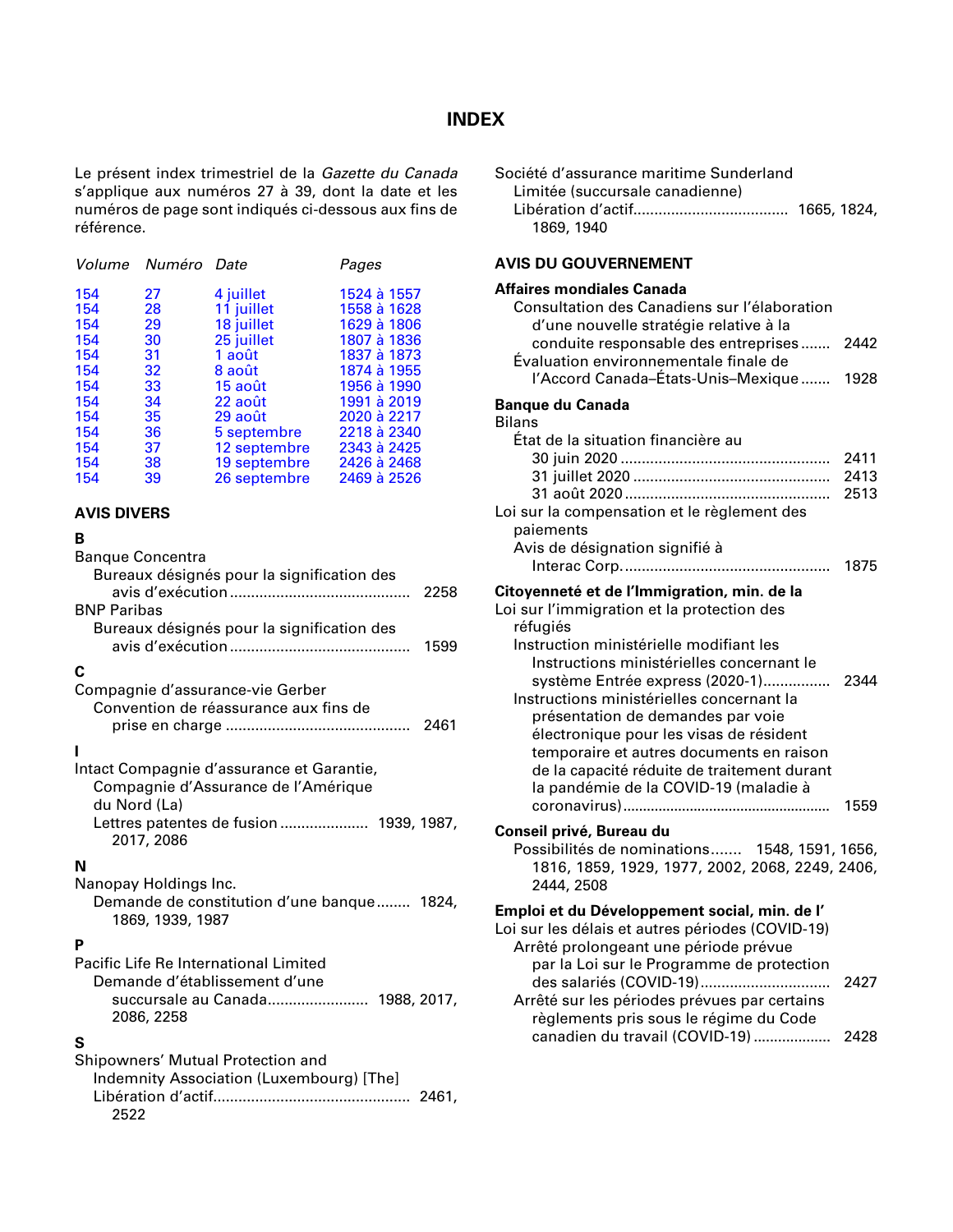# INDEX

Le présent index trimestriel de la *Gazette du Canada* s'applique aux numéros 27 à 39, dont la date et les numéros de page sont indiqués ci-dessous aux fins de référence.

| *Volume* | *Numéro* | *Date* | *Pages* |
|---|---|---|---|
| 154 | 27 | 4 juillet | 1524 à 1557 |
| 154 | 28 | 11 juillet | 1558 à 1628 |
| 154 | 29 | 18 juillet | 1629 à 1806 |
| 154 | 30 | 25 juillet | 1807 à 1836 |
| 154 | 31 | 1 août | 1837 à 1873 |
| 154 | 32 | 8 août | 1874 à 1955 |
| 154 | 33 | 15 août | 1956 à 1990 |
| 154 | 34 | 22 août | 1991 à 2019 |
| 154 | 35 | 29 août | 2020 à 2217 |
| 154 | 36 | 5 septembre | 2218 à 2340 |
| 154 | 37 | 12 septembre | 2343 à 2425 |
| 154 | 38 | 19 septembre | 2426 à 2468 |
| 154 | 39 | 26 septembre | 2469 à 2526 |

## AVIS DIVERS

**B**

Banque Concentra
- Bureaux désignés pour la signification des avis d'exécution ........ 2258

BNP Paribas
- Bureaux désignés pour la signification des avis d'exécution ........ 1599

**C**

Compagnie d'assurance-vie Gerber
- Convention de réassurance aux fins de prise en charge ........ 2461

**I**

Intact Compagnie d'assurance et Garantie, Compagnie d'Assurance de l'Amérique du Nord (La)
- Lettres patentes de fusion ........ 1939, 1987, 2017, 2086

**N**

Nanopay Holdings Inc.
- Demande de constitution d'une banque ........ 1824, 1869, 1939, 1987

**P**

Pacific Life Re International Limited
- Demande d'établissement d'une succursale au Canada ........ 1988, 2017, 2086, 2258

**S**

Shipowners' Mutual Protection and Indemnity Association (Luxembourg) [The]
- Libération d'actif ........ 2461, 2522

Société d'assurance maritime Sunderland Limitée (succursale canadienne)
- Libération d'actif ........ 1665, 1824, 1869, 1940

## AVIS DU GOUVERNEMENT

**Affaires mondiales Canada**
- Consultation des Canadiens sur l'élaboration d'une nouvelle stratégie relative à la conduite responsable des entreprises ........ 2442
- Évaluation environnementale finale de l'Accord Canada–États-Unis–Mexique ........ 1928

**Banque du Canada**

Bilans
- État de la situation financière au
  - 30 juin 2020 ........ 2411
  - 31 juillet 2020 ........ 2413
  - 31 août 2020 ........ 2513

Loi sur la compensation et le règlement des paiements
- Avis de désignation signifié à Interac Corp. ........ 1875

**Citoyenneté et de l'Immigration, min. de la**

Loi sur l'immigration et la protection des réfugiés
- Instruction ministérielle modifiant les Instructions ministérielles concernant le système Entrée express (2020-1) ........ 2344
- Instructions ministérielles concernant la présentation de demandes par voie électronique pour les visas de résident temporaire et autres documents en raison de la capacité réduite de traitement durant la pandémie de la COVID-19 (maladie à coronavirus) ........ 1559

**Conseil privé, Bureau du**
- Possibilités de nominations ........ 1548, 1591, 1656, 1816, 1859, 1929, 1977, 2002, 2068, 2249, 2406, 2444, 2508

**Emploi et du Développement social, min. de l'**

Loi sur les délais et autres périodes (COVID-19)
- Arrêté prolongeant une période prévue par la Loi sur le Programme de protection des salariés (COVID-19) ........ 2427
- Arrêté sur les périodes prévues par certains règlements pris sous le régime du Code canadien du travail (COVID-19) ........ 2428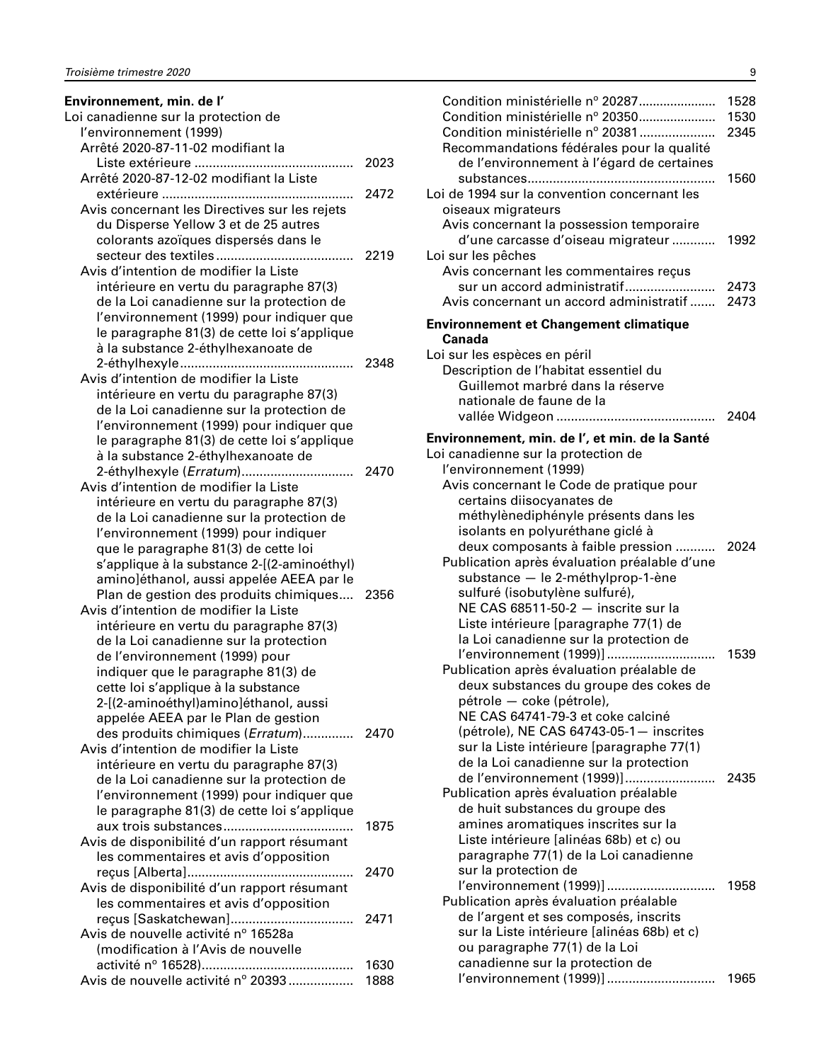**Environnement, min. de l'**

Loi canadienne sur la protection de l'environnement (1999)

- Arrêté 2020-87-11-02 modifiant la Liste extérieure ... 2023
- Arrêté 2020-87-12-02 modifiant la Liste extérieure ... 2472
- Avis concernant les Directives sur les rejets du Disperse Yellow 3 et de 25 autres colorants azoïques dispersés dans le secteur des textiles ... 2219
- Avis d'intention de modifier la Liste intérieure en vertu du paragraphe 87(3) de la Loi canadienne sur la protection de l'environnement (1999) pour indiquer que le paragraphe 81(3) de cette loi s'applique à la substance 2-éthylhexanoate de 2-éthylhexyle ... 2348
- Avis d'intention de modifier la Liste intérieure en vertu du paragraphe 87(3) de la Loi canadienne sur la protection de l'environnement (1999) pour indiquer que le paragraphe 81(3) de cette loi s'applique à la substance 2-éthylhexanoate de 2-éthylhexyle (*Erratum*) ... 2470
- Avis d'intention de modifier la Liste intérieure en vertu du paragraphe 87(3) de la Loi canadienne sur la protection de l'environnement (1999) pour indiquer que le paragraphe 81(3) de cette loi s'applique à la substance 2-[(2-aminoéthyl) amino]éthanol, aussi appelée AEEA par le Plan de gestion des produits chimiques ... 2356
- Avis d'intention de modifier la Liste intérieure en vertu du paragraphe 87(3) de la Loi canadienne sur la protection de l'environnement (1999) pour indiquer que le paragraphe 81(3) de cette loi s'applique à la substance 2-[(2-aminoéthyl)amino]éthanol, aussi appelée AEEA par le Plan de gestion des produits chimiques (*Erratum*) ... 2470
- Avis d'intention de modifier la Liste intérieure en vertu du paragraphe 87(3) de la Loi canadienne sur la protection de l'environnement (1999) pour indiquer que le paragraphe 81(3) de cette loi s'applique aux trois substances ... 1875
- Avis de disponibilité d'un rapport résumant les commentaires et avis d'opposition reçus [Alberta] ... 2470
- Avis de disponibilité d'un rapport résumant les commentaires et avis d'opposition reçus [Saskatchewan] ... 2471
- Avis de nouvelle activité n° 16528a (modification à l'Avis de nouvelle activité n° 16528) ... 1630
- Avis de nouvelle activité n° 20393 ... 1888
- Condition ministérielle n° 20287 ... 1528
- Condition ministérielle n° 20350 ... 1530
- Condition ministérielle n° 20381 ... 2345
- Recommandations fédérales pour la qualité de l'environnement à l'égard de certaines substances ... 1560

Loi de 1994 sur la convention concernant les oiseaux migrateurs

- Avis concernant la possession temporaire d'une carcasse d'oiseau migrateur ... 1992

Loi sur les pêches

- Avis concernant les commentaires reçus sur un accord administratif ... 2473
- Avis concernant un accord administratif ... 2473

**Environnement et Changement climatique Canada**

Loi sur les espèces en péril

- Description de l'habitat essentiel du Guillemot marbré dans la réserve nationale de faune de la vallée Widgeon ... 2404

**Environnement, min. de l', et min. de la Santé**

Loi canadienne sur la protection de l'environnement (1999)

- Avis concernant le Code de pratique pour certains diisocyanates de méthylènediphényle présents dans les isolants en polyuréthane giclé à deux composants à faible pression ... 2024
- Publication après évaluation préalable d'une substance — le 2-méthylprop-1-ène sulfuré (isobutylène sulfuré), NE CAS 68511-50-2 — inscrite sur la Liste intérieure [paragraphe 77(1) de la Loi canadienne sur la protection de l'environnement (1999)] ... 1539
- Publication après évaluation préalable de deux substances du groupe des cokes de pétrole — coke (pétrole), NE CAS 64741-79-3 et coke calciné (pétrole), NE CAS 64743-05-1— inscrites sur la Liste intérieure [paragraphe 77(1) de la Loi canadienne sur la protection de l'environnement (1999)] ... 2435
- Publication après évaluation préalable de huit substances du groupe des amines aromatiques inscrites sur la Liste intérieure [alinéas 68b) et c) ou paragraphe 77(1) de la Loi canadienne sur la protection de l'environnement (1999)] ... 1958
- Publication après évaluation préalable de l'argent et ses composés, inscrits sur la Liste intérieure [alinéas 68b) et c) ou paragraphe 77(1) de la Loi canadienne sur la protection de l'environnement (1999)] ... 1965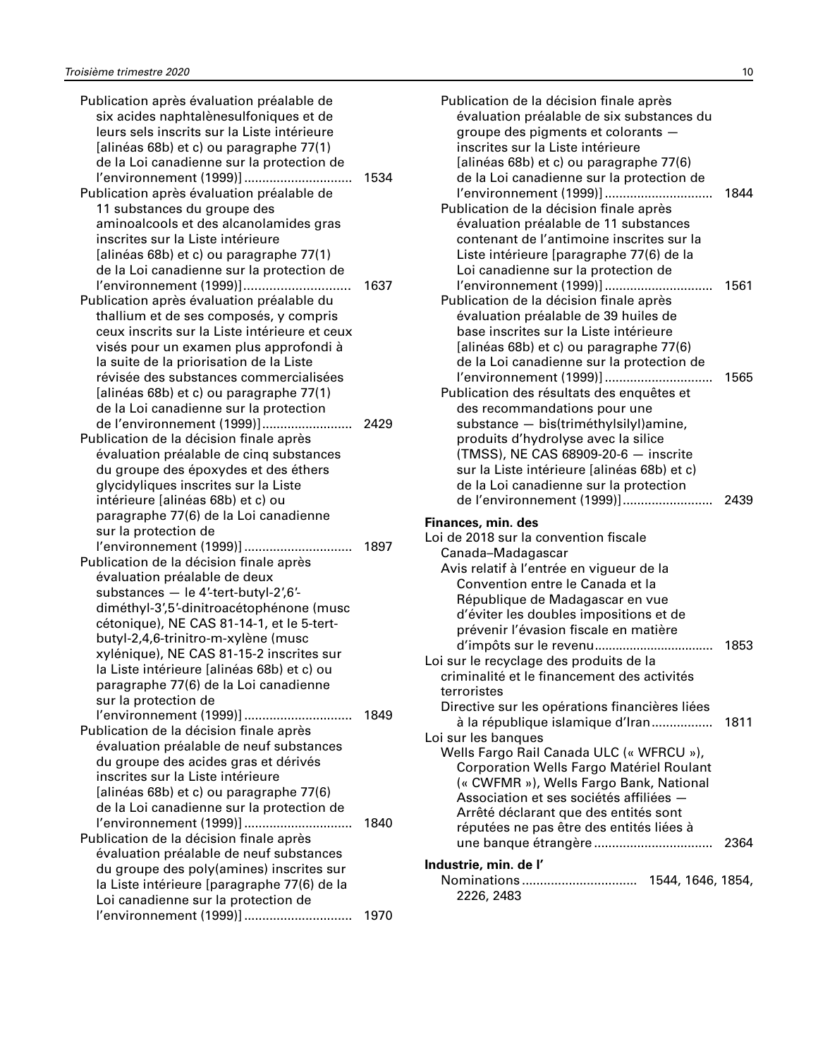Publication après évaluation préalable de six acides naphtalènesulfoniques et de leurs sels inscrits sur la Liste intérieure [alinéas 68b) et c) ou paragraphe 77(1) de la Loi canadienne sur la protection de l'environnement (1999)] ............................. 1534

Publication après évaluation préalable de 11 substances du groupe des aminoalcools et des alcanolamides gras inscrites sur la Liste intérieure [alinéas 68b) et c) ou paragraphe 77(1) de la Loi canadienne sur la protection de l'environnement (1999)]............................. 1637

Publication après évaluation préalable du thallium et de ses composés, y compris ceux inscrits sur la Liste intérieure et ceux visés pour un examen plus approfondi à la suite de la priorisation de la Liste révisée des substances commercialisées [alinéas 68b) et c) ou paragraphe 77(1) de la Loi canadienne sur la protection de l'environnement (1999)]......................... 2429

Publication de la décision finale après évaluation préalable de cinq substances du groupe des époxydes et des éthers glycidyliques inscrites sur la Liste intérieure [alinéas 68b) et c) ou paragraphe 77(6) de la Loi canadienne sur la protection de l'environnement (1999)] ............................. 1897

Publication de la décision finale après évaluation préalable de deux substances — le 4′-tert-butyl-2′,6′-diméthyl-3′,5′-dinitroacétophénone (musc cétonique), NE CAS 81-14-1, et le 5-tert-butyl-2,4,6-trinitro-m-xylène (musc xylénique), NE CAS 81-15-2 inscrites sur la Liste intérieure [alinéas 68b) et c) ou paragraphe 77(6) de la Loi canadienne sur la protection de l'environnement (1999)] ............................. 1849

Publication de la décision finale après évaluation préalable de neuf substances du groupe des acides gras et dérivés inscrites sur la Liste intérieure [alinéas 68b) et c) ou paragraphe 77(6) de la Loi canadienne sur la protection de l'environnement (1999)] ............................. 1840

Publication de la décision finale après évaluation préalable de neuf substances du groupe des poly(amines) inscrites sur la Liste intérieure [paragraphe 77(6) de la Loi canadienne sur la protection de l'environnement (1999)] ............................. 1970

Publication de la décision finale après évaluation préalable de six substances du groupe des pigments et colorants — inscrites sur la Liste intérieure [alinéas 68b) et c) ou paragraphe 77(6) de la Loi canadienne sur la protection de l'environnement (1999)] ............................. 1844

Publication de la décision finale après évaluation préalable de 11 substances contenant de l'antimoine inscrites sur la Liste intérieure [paragraphe 77(6) de la Loi canadienne sur la protection de l'environnement (1999)] ............................. 1561

Publication de la décision finale après évaluation préalable de 39 huiles de base inscrites sur la Liste intérieure [alinéas 68b) et c) ou paragraphe 77(6) de la Loi canadienne sur la protection de l'environnement (1999)] ............................. 1565

Publication des résultats des enquêtes et des recommandations pour une substance — bis(triméthylsilyl)amine, produits d'hydrolyse avec la silice (TMSS), NE CAS 68909-20-6 — inscrite sur la Liste intérieure [alinéas 68b) et c) de la Loi canadienne sur la protection de l'environnement (1999)]......................... 2439

**Finances, min. des**

Loi de 2018 sur la convention fiscale Canada–Madagascar

Avis relatif à l'entrée en vigueur de la Convention entre le Canada et la République de Madagascar en vue d'éviter les doubles impositions et de prévenir l'évasion fiscale en matière d'impôts sur le revenu................................. 1853

Loi sur le recyclage des produits de la criminalité et le financement des activités terroristes

Directive sur les opérations financières liées à la république islamique d'Iran................. 1811

Loi sur les banques

Wells Fargo Rail Canada ULC (« WFRCU »), Corporation Wells Fargo Matériel Roulant (« CWFMR »), Wells Fargo Bank, National Association et ses sociétés affiliées — Arrêté déclarant que des entités sont réputées ne pas être des entités liées à une banque étrangère ................................. 2364

**Industrie, min. de l'**

Nominations ............................... 1544, 1646, 1854, 2226, 2483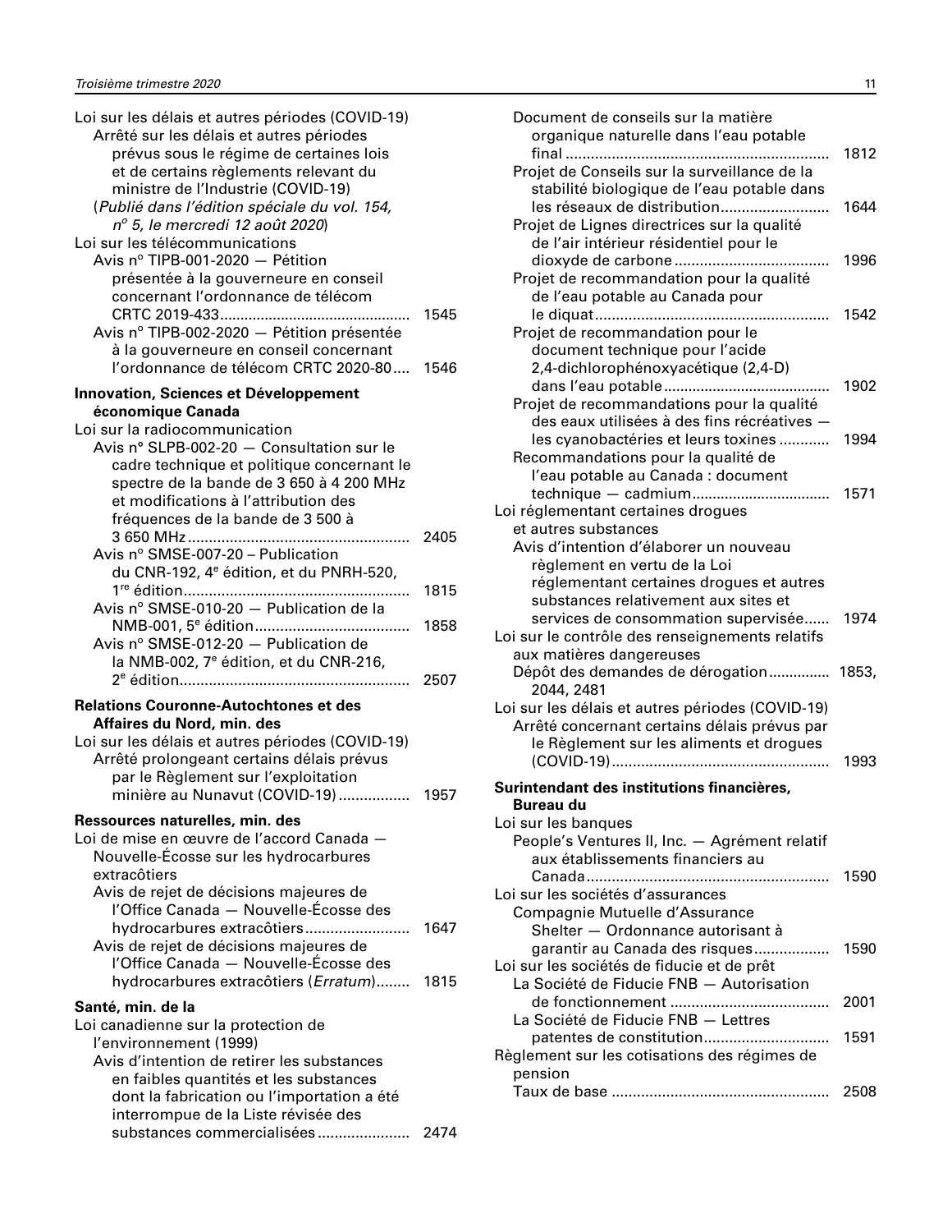Loi sur les délais et autres périodes (COVID-19)
  Arrêté sur les délais et autres périodes prévus sous le régime de certaines lois et de certains règlements relevant du ministre de l'Industrie (COVID-19)
  (*Publié dans l'édition spéciale du vol. 154, nº 5, le mercredi 12 août 2020*)

Loi sur les télécommunications
  Avis nº TIPB-001-2020 — Pétition présentée à la gouverneure en conseil concernant l'ordonnance de télécom CRTC 2019-433 .... 1545
  Avis nº TIPB-002-2020 — Pétition présentée à la gouverneure en conseil concernant l'ordonnance de télécom CRTC 2020-80 .... 1546

**Innovation, Sciences et Développement économique Canada**

Loi sur la radiocommunication
  Avis nº SLPB-002-20 — Consultation sur le cadre technique et politique concernant le spectre de la bande de 3 650 à 4 200 MHz et modifications à l'attribution des fréquences de la bande de 3 500 à 3 650 MHz .... 2405
  Avis nº SMSE-007-20 – Publication du CNR-192, 4e édition, et du PNRH-520, 1re édition .... 1815
  Avis nº SMSE-010-20 — Publication de la NMB-001, 5e édition .... 1858
  Avis nº SMSE-012-20 — Publication de la NMB-002, 7e édition, et du CNR-216, 2e édition .... 2507

**Relations Couronne-Autochtones et des Affaires du Nord, min. des**

Loi sur les délais et autres périodes (COVID-19)
  Arrêté prolongeant certains délais prévus par le Règlement sur l'exploitation minière au Nunavut (COVID-19) .... 1957

**Ressources naturelles, min. des**

Loi de mise en œuvre de l'accord Canada — Nouvelle-Écosse sur les hydrocarbures extracôtiers
  Avis de rejet de décisions majeures de l'Office Canada — Nouvelle-Écosse des hydrocarbures extracôtiers .... 1647
  Avis de rejet de décisions majeures de l'Office Canada — Nouvelle-Écosse des hydrocarbures extracôtiers (*Erratum*) .... 1815

**Santé, min. de la**

Loi canadienne sur la protection de l'environnement (1999)
  Avis d'intention de retirer les substances en faibles quantités et les substances dont la fabrication ou l'importation a été interrompue de la Liste révisée des substances commercialisées .... 2474
  Document de conseils sur la matière organique naturelle dans l'eau potable final .... 1812
  Projet de Conseils sur la surveillance de la stabilité biologique de l'eau potable dans les réseaux de distribution .... 1644
  Projet de Lignes directrices sur la qualité de l'air intérieur résidentiel pour le dioxyde de carbone .... 1996
  Projet de recommandation pour la qualité de l'eau potable au Canada pour le diquat .... 1542
  Projet de recommandation pour le document technique pour l'acide 2,4-dichlorophénoxyacétique (2,4-D) dans l'eau potable .... 1902
  Projet de recommandations pour la qualité des eaux utilisées à des fins récréatives — les cyanobactéries et leurs toxines .... 1994
  Recommandations pour la qualité de l'eau potable au Canada : document technique — cadmium .... 1571

Loi réglementant certaines drogues et autres substances
  Avis d'intention d'élaborer un nouveau règlement en vertu de la Loi réglementant certaines drogues et autres substances relativement aux sites et services de consommation supervisée .... 1974

Loi sur le contrôle des renseignements relatifs aux matières dangereuses
  Dépôt des demandes de dérogation .... 1853, 2044, 2481

Loi sur les délais et autres périodes (COVID-19)
  Arrêté concernant certains délais prévus par le Règlement sur les aliments et drogues (COVID-19) .... 1993

**Surintendant des institutions financières, Bureau du**

Loi sur les banques
  People's Ventures II, Inc. — Agrément relatif aux établissements financiers au Canada .... 1590

Loi sur les sociétés d'assurances
  Compagnie Mutuelle d'Assurance Shelter — Ordonnance autorisant à garantir au Canada des risques .... 1590

Loi sur les sociétés de fiducie et de prêt
  La Société de Fiducie FNB — Autorisation de fonctionnement .... 2001
  La Société de Fiducie FNB — Lettres patentes de constitution .... 1591

Règlement sur les cotisations des régimes de pension
  Taux de base .... 2508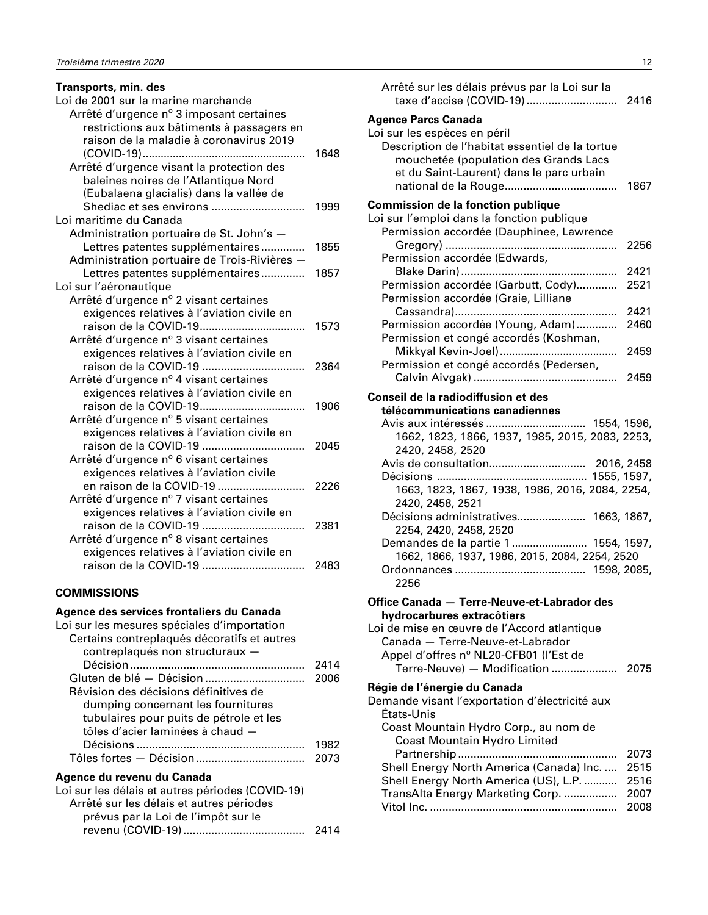**Transports, min. des**

Loi de 2001 sur la marine marchande

- Arrêté d'urgence n° 3 imposant certaines restrictions aux bâtiments à passagers en raison de la maladie à coronavirus 2019 (COVID-19) ..... 1648
- Arrêté d'urgence visant la protection des baleines noires de l'Atlantique Nord (Eubalaena glacialis) dans la vallée de Shediac et ses environs ..... 1999

Loi maritime du Canada

- Administration portuaire de St. John's — Lettres patentes supplémentaires ..... 1855
- Administration portuaire de Trois-Rivières — Lettres patentes supplémentaires ..... 1857

Loi sur l'aéronautique

- Arrêté d'urgence n° 2 visant certaines exigences relatives à l'aviation civile en raison de la COVID-19 ..... 1573
- Arrêté d'urgence n° 3 visant certaines exigences relatives à l'aviation civile en raison de la COVID-19 ..... 2364
- Arrêté d'urgence n° 4 visant certaines exigences relatives à l'aviation civile en raison de la COVID-19 ..... 1906
- Arrêté d'urgence n° 5 visant certaines exigences relatives à l'aviation civile en raison de la COVID-19 ..... 2045
- Arrêté d'urgence n° 6 visant certaines exigences relatives à l'aviation civile en raison de la COVID-19 ..... 2226
- Arrêté d'urgence n° 7 visant certaines exigences relatives à l'aviation civile en raison de la COVID-19 ..... 2381
- Arrêté d'urgence n° 8 visant certaines exigences relatives à l'aviation civile en raison de la COVID-19 ..... 2483

## COMMISSIONS

**Agence des services frontaliers du Canada**

Loi sur les mesures spéciales d'importation

- Certains contreplaqués décoratifs et autres contreplaqués non structuraux — Décision ..... 2414
- Gluten de blé — Décision ..... 2006
- Révision des décisions définitives de dumping concernant les fournitures tubulaires pour puits de pétrole et les tôles d'acier laminées à chaud — Décisions ..... 1982
- Tôles fortes — Décision ..... 2073

**Agence du revenu du Canada**

Loi sur les délais et autres périodes (COVID-19)

- Arrêté sur les délais et autres périodes prévus par la Loi de l'impôt sur le revenu (COVID-19) ..... 2414
- Arrêté sur les délais prévus par la Loi sur la taxe d'accise (COVID-19) ..... 2416

**Agence Parcs Canada**

Loi sur les espèces en péril

- Description de l'habitat essentiel de la tortue mouchetée (population des Grands Lacs et du Saint-Laurent) dans le parc urbain national de la Rouge ..... 1867

**Commission de la fonction publique**

Loi sur l'emploi dans la fonction publique

- Permission accordée (Dauphinee, Lawrence Gregory) ..... 2256
- Permission accordée (Edwards, Blake Darin) ..... 2421
- Permission accordée (Garbutt, Cody) ..... 2521
- Permission accordée (Graie, Lilliane Cassandra) ..... 2421
- Permission accordée (Young, Adam) ..... 2460
- Permission et congé accordés (Koshman, Mikkyal Kevin-Joel) ..... 2459
- Permission et congé accordés (Pedersen, Calvin Aivgak) ..... 2459

**Conseil de la radiodiffusion et des télécommunications canadiennes**

- Avis aux intéressés ..... 1554, 1596, 1662, 1823, 1866, 1937, 1985, 2015, 2083, 2253, 2420, 2458, 2520
- Avis de consultation ..... 2016, 2458
- Décisions ..... 1555, 1597, 1663, 1823, 1867, 1938, 1986, 2016, 2084, 2254, 2420, 2458, 2521
- Décisions administratives ..... 1663, 1867, 2254, 2420, 2458, 2520
- Demandes de la partie 1 ..... 1554, 1597, 1662, 1866, 1937, 1986, 2015, 2084, 2254, 2520
- Ordonnances ..... 1598, 2085, 2256

**Office Canada — Terre-Neuve-et-Labrador des hydrocarbures extracôtiers**

Loi de mise en œuvre de l'Accord atlantique Canada — Terre-Neuve-et-Labrador

- Appel d'offres n° NL20-CFB01 (l'Est de Terre-Neuve) — Modification ..... 2075

**Régie de l'énergie du Canada**

Demande visant l'exportation d'électricité aux États-Unis

- Coast Mountain Hydro Corp., au nom de Coast Mountain Hydro Limited Partnership ..... 2073
- Shell Energy North America (Canada) Inc. ..... 2515
- Shell Energy North America (US), L.P. ..... 2516
- TransAlta Energy Marketing Corp. ..... 2007
- Vitol Inc. ..... 2008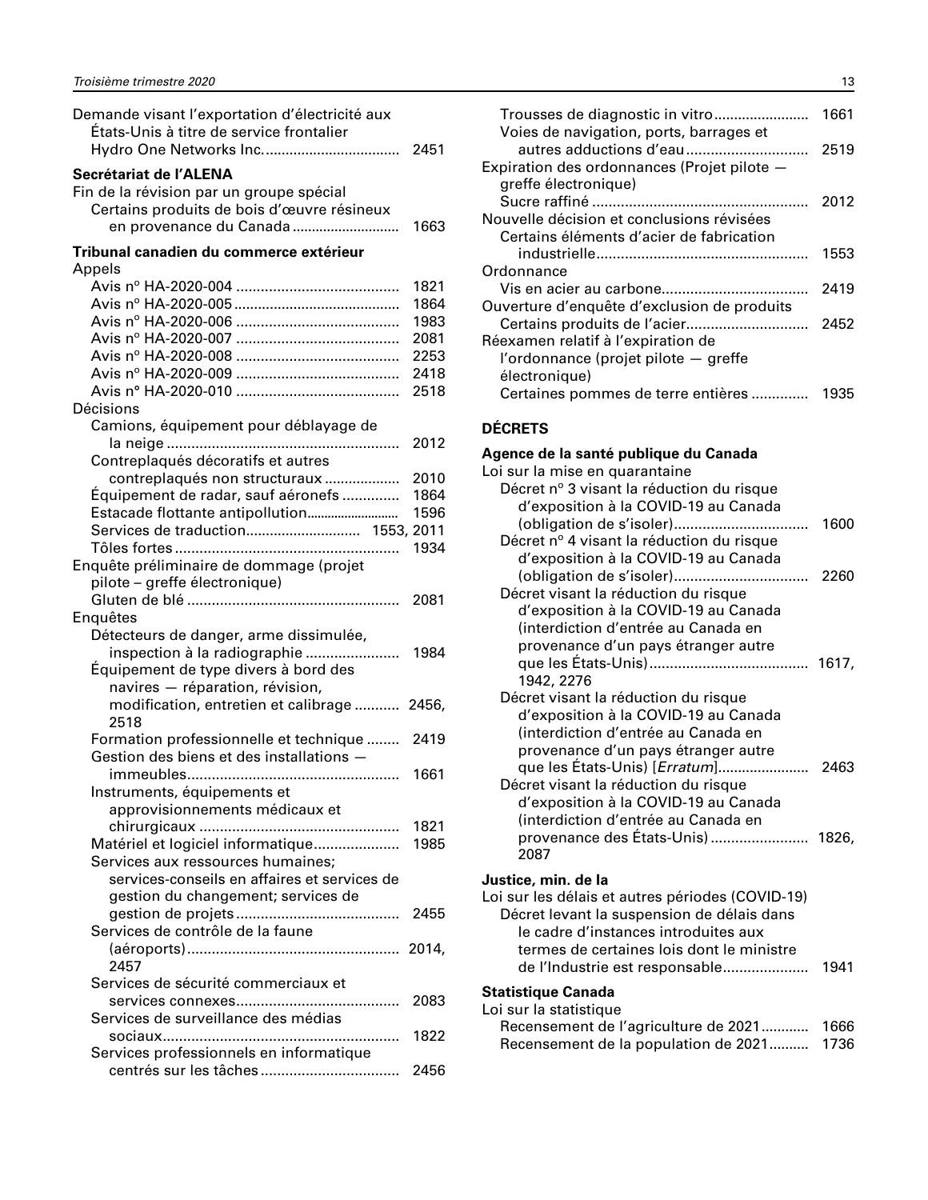Demande visant l'exportation d'électricité aux États-Unis à titre de service frontalier
Hydro One Networks Inc. .................................. 2451

**Secrétariat de l'ALENA**
Fin de la révision par un groupe spécial
Certains produits de bois d'œuvre résineux en provenance du Canada ........................... 1663

**Tribunal canadien du commerce extérieur**
Appels
Avis n° HA-2020-004 ........................................ 1821
Avis n° HA-2020-005 ........................................ 1864
Avis n° HA-2020-006 ........................................ 1983
Avis n° HA-2020-007 ........................................ 2081
Avis n° HA-2020-008 ........................................ 2253
Avis n° HA-2020-009 ........................................ 2418
Avis n° HA-2020-010 ........................................ 2518
Décisions
Camions, équipement pour déblayage de la neige ......................................................... 2012
Contreplaqués décoratifs et autres contreplaqués non structuraux .................. 2010
Équipement de radar, sauf aéronefs ............. 1864
Estacade flottante antipollution.......................... 1596
Services de traduction............................ 1553, 2011
Tôles fortes ...................................................... 1934
Enquête préliminaire de dommage (projet pilote – greffe électronique)
Gluten de blé ................................................... 2081
Enquêtes
Détecteurs de danger, arme dissimulée, inspection à la radiographie ....................... 1984
Équipement de type divers à bord des navires — réparation, révision, modification, entretien et calibrage ........... 2456, 2518
Formation professionnelle et technique ........ 2419
Gestion des biens et des installations — immeubles................................................... 1661
Instruments, équipements et approvisionnements médicaux et chirurgicaux ................................................ 1821
Matériel et logiciel informatique.................... 1985
Services aux ressources humaines; services-conseils en affaires et services de gestion du changement; services de gestion de projets ....................................... 2455
Services de contrôle de la faune (aéroports) ................................................... 2014, 2457
Services de sécurité commerciaux et services connexes....................................... 2083
Services de surveillance des médias sociaux......................................................... 1822
Services professionnels en informatique centrés sur les tâches ................................. 2456
Trousses de diagnostic in vitro........................ 1661
Voies de navigation, ports, barrages et autres adductions d'eau ............................. 2519
Expiration des ordonnances (Projet pilote — greffe électronique)
Sucre raffiné .................................................... 2012
Nouvelle décision et conclusions révisées
Certains éléments d'acier de fabrication industrielle.................................................... 1553
Ordonnance
Vis en acier au carbone................................... 2419
Ouverture d'enquête d'exclusion de produits
Certains produits de l'acier............................. 2452
Réexamen relatif à l'expiration de l'ordonnance (projet pilote — greffe électronique)
Certaines pommes de terre entières ............. 1935

**DÉCRETS**

**Agence de la santé publique du Canada**
Loi sur la mise en quarantaine
Décret n° 3 visant la réduction du risque d'exposition à la COVID-19 au Canada (obligation de s'isoler)................................ 1600
Décret n° 4 visant la réduction du risque d'exposition à la COVID-19 au Canada (obligation de s'isoler)................................ 2260
Décret visant la réduction du risque d'exposition à la COVID-19 au Canada (interdiction d'entrée au Canada en provenance d'un pays étranger autre que les États-Unis)...................................... 1617, 1942, 2276
Décret visant la réduction du risque d'exposition à la COVID-19 au Canada (interdiction d'entrée au Canada en provenance d'un pays étranger autre que les États-Unis) [*Erratum*]...................... 2463
Décret visant la réduction du risque d'exposition à la COVID-19 au Canada (interdiction d'entrée au Canada en provenance des États-Unis) ........................ 1826, 2087

**Justice, min. de la**
Loi sur les délais et autres périodes (COVID-19)
Décret levant la suspension de délais dans le cadre d'instances introduites aux termes de certaines lois dont le ministre de l'Industrie est responsable..................... 1941

**Statistique Canada**
Loi sur la statistique
Recensement de l'agriculture de 2021............ 1666
Recensement de la population de 2021.......... 1736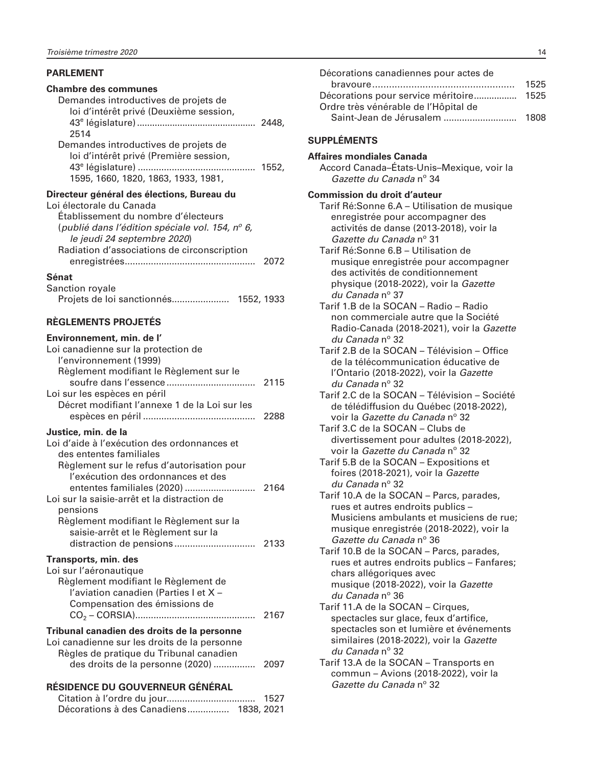## PARLEMENT

### Chambre des communes

Demandes introductives de projets de loi d'intérêt privé (Deuxième session, 43e législature) .............................................. 2448, 2514

Demandes introductives de projets de loi d'intérêt privé (Première session, 43e législature) ............................................ 1552, 1595, 1660, 1820, 1863, 1933, 1981,

### Directeur général des élections, Bureau du

Loi électorale du Canada

Établissement du nombre d'électeurs (*publié dans l'édition spéciale vol. 154, no 6, le jeudi 24 septembre 2020*)

Radiation d'associations de circonscription enregistrées................................................. 2072

### Sénat

Sanction royale

Projets de loi sanctionnés...................... 1552, 1933

## RÈGLEMENTS PROJETÉS

### Environnement, min. de l'

Loi canadienne sur la protection de l'environnement (1999)

Règlement modifiant le Règlement sur le soufre dans l'essence .................................. 2115

Loi sur les espèces en péril

Décret modifiant l'annexe 1 de la Loi sur les espèces en péril ........................................... 2288

### Justice, min. de la

Loi d'aide à l'exécution des ordonnances et des ententes familiales

Règlement sur le refus d'autorisation pour l'exécution des ordonnances et des ententes familiales (2020) .......................... 2164

Loi sur la saisie-arrêt et la distraction de pensions

Règlement modifiant le Règlement sur la saisie-arrêt et le Règlement sur la distraction de pensions ............................... 2133

### Transports, min. des

Loi sur l'aéronautique

Règlement modifiant le Règlement de l'aviation canadien (Parties I et X – Compensation des émissions de $CO_2$ – CORSIA)............................................. 2167

### Tribunal canadien des droits de la personne

Loi canadienne sur les droits de la personne

Règles de pratique du Tribunal canadien des droits de la personne (2020) ................ 2097

## RÉSIDENCE DU GOUVERNEUR GÉNÉRAL

Citation à l'ordre du jour................................. 1527

Décorations à des Canadiens................ 1838, 2021

Décorations canadiennes pour actes de bravoure.................................................. 1525

Décorations pour service méritoire................. 1525

Ordre très vénérable de l'Hôpital de Saint-Jean de Jérusalem ........................... 1808

## SUPPLÉMENTS

### Affaires mondiales Canada

Accord Canada–États-Unis–Mexique, voir la *Gazette du Canada* no 34

### Commission du droit d'auteur

Tarif Ré:Sonne 6.A – Utilisation de musique enregistrée pour accompagner des activités de danse (2013-2018), voir la *Gazette du Canada* no 31

Tarif Ré:Sonne 6.B – Utilisation de musique enregistrée pour accompagner des activités de conditionnement physique (2018-2022), voir la *Gazette du Canada* no 37

Tarif 1.B de la SOCAN – Radio – Radio non commerciale autre que la Société Radio-Canada (2018-2021), voir la *Gazette du Canada* no 32

Tarif 2.B de la SOCAN – Télévision – Office de la télécommunication éducative de l'Ontario (2018-2022), voir la *Gazette du Canada* no 32

Tarif 2.C de la SOCAN – Télévision – Société de télédiffusion du Québec (2018-2022), voir la *Gazette du Canada* no 32

Tarif 3.C de la SOCAN – Clubs de divertissement pour adultes (2018-2022), voir la *Gazette du Canada* no 32

Tarif 5.B de la SOCAN – Expositions et foires (2018-2021), voir la *Gazette du Canada* no 32

Tarif 10.A de la SOCAN – Parcs, parades, rues et autres endroits publics – Musiciens ambulants et musiciens de rue; musique enregistrée (2018-2022), voir la *Gazette du Canada* no 36

Tarif 10.B de la SOCAN – Parcs, parades, rues et autres endroits publics – Fanfares; chars allégoriques avec musique (2018-2022), voir la *Gazette du Canada* no 36

Tarif 11.A de la SOCAN – Cirques, spectacles sur glace, feux d'artifice, spectacles son et lumière et événements similaires (2018-2022), voir la *Gazette du Canada* no 32

Tarif 13.A de la SOCAN – Transports en commun – Avions (2018-2022), voir la *Gazette du Canada* no 32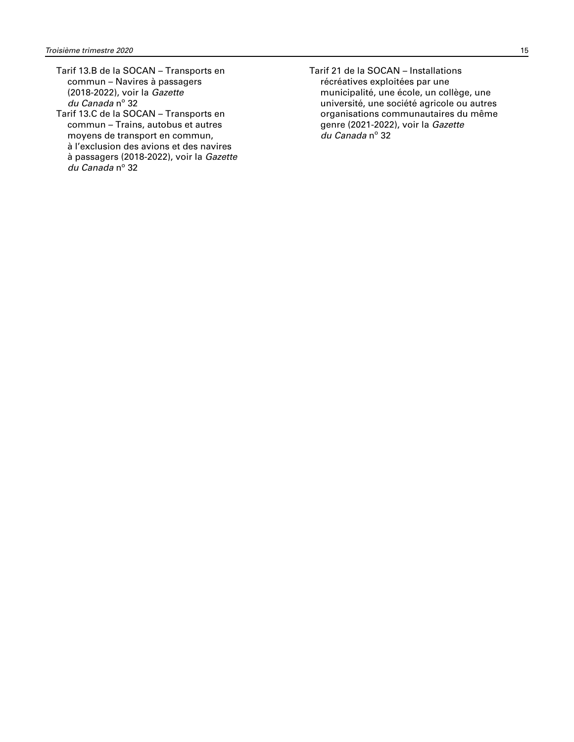Tarif 13.B de la SOCAN – Transports en commun – Navires à passagers (2018-2022), voir la *Gazette du Canada* n° 32

Tarif 13.C de la SOCAN – Transports en commun – Trains, autobus et autres moyens de transport en commun, à l'exclusion des avions et des navires à passagers (2018-2022), voir la *Gazette du Canada* n° 32

Tarif 21 de la SOCAN – Installations récréatives exploitées par une municipalité, une école, un collège, une université, une société agricole ou autres organisations communautaires du même genre (2021-2022), voir la *Gazette du Canada* n° 32